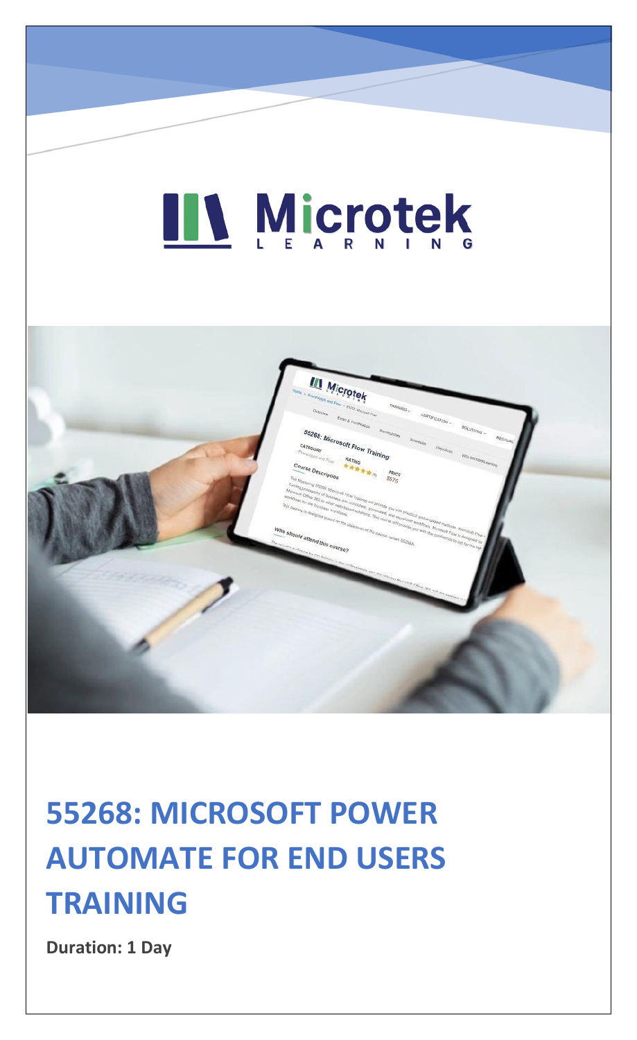# 55268: MICROSOFT POWER AUTOMATE FOR END USERS TRAINING

**Duration: 1 Day**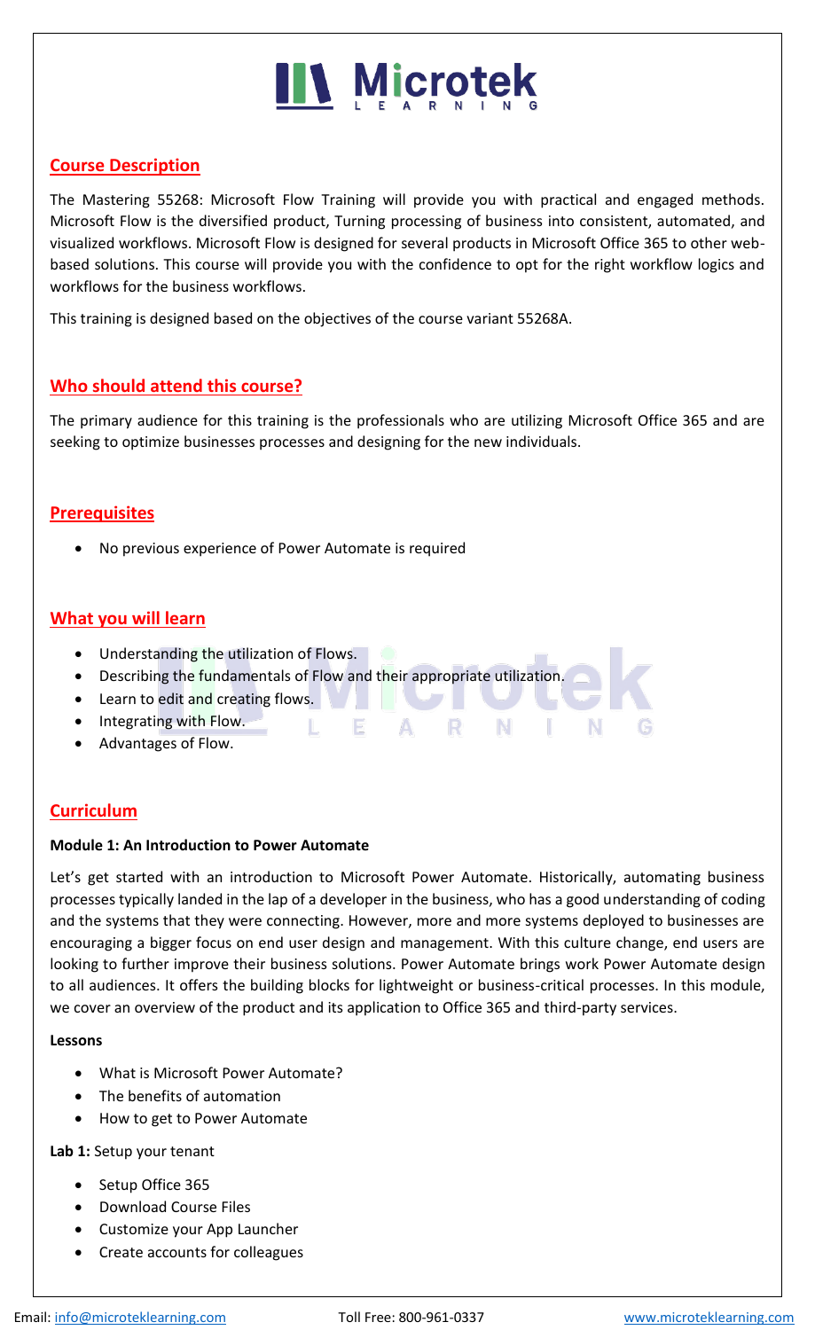## Course Description

The Mastering 55268: Microsoft Flow Training will provide you with practical and engaged methods. Microsoft Flow is the diversified product, Turning processing of business into consistent, automated, and visualized workflows. Microsoft Flow is designed for several products in Microsoft Office 365 to other web-based solutions. This course will provide you with the confidence to opt for the right workflow logics and workflows for the business workflows.

This training is designed based on the objectives of the course variant 55268A.

## Who should attend this course?

The primary audience for this training is the professionals who are utilizing Microsoft Office 365 and are seeking to optimize businesses processes and designing for the new individuals.

## Prerequisites

- No previous experience of Power Automate is required

## What you will learn

- Understanding the utilization of Flows.
- Describing the fundamentals of Flow and their appropriate utilization.
- Learn to edit and creating flows.
- Integrating with Flow.
- Advantages of Flow.

## Curriculum

**Module 1: An Introduction to Power Automate**

Let's get started with an introduction to Microsoft Power Automate. Historically, automating business processes typically landed in the lap of a developer in the business, who has a good understanding of coding and the systems that they were connecting. However, more and more systems deployed to businesses are encouraging a bigger focus on end user design and management. With this culture change, end users are looking to further improve their business solutions. Power Automate brings work Power Automate design to all audiences. It offers the building blocks for lightweight or business-critical processes. In this module, we cover an overview of the product and its application to Office 365 and third-party services.

**Lessons**

- What is Microsoft Power Automate?
- The benefits of automation
- How to get to Power Automate

**Lab 1:** Setup your tenant

- Setup Office 365
- Download Course Files
- Customize your App Launcher
- Create accounts for colleagues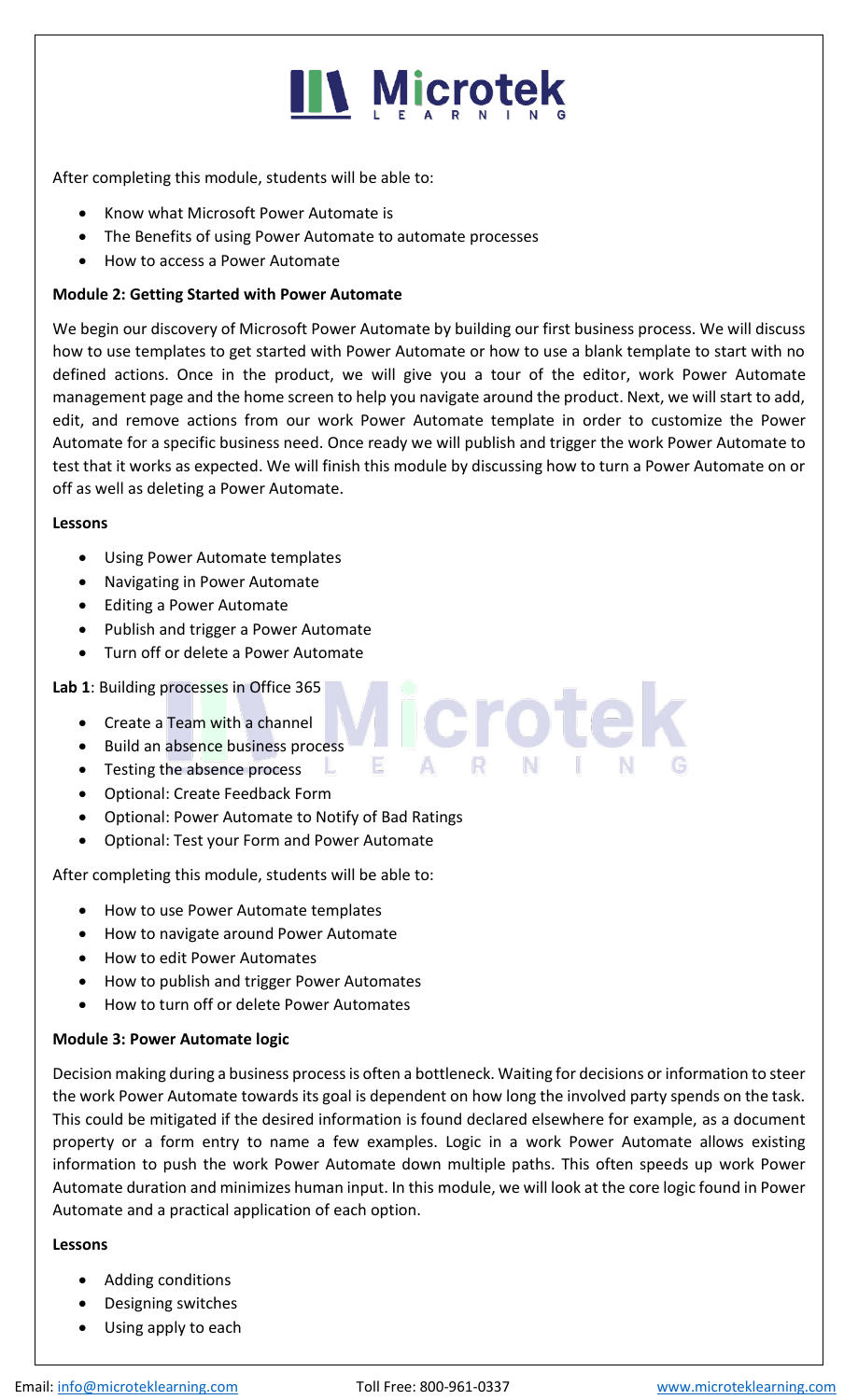After completing this module, students will be able to:

- Know what Microsoft Power Automate is
- The Benefits of using Power Automate to automate processes
- How to access a Power Automate

**Module 2: Getting Started with Power Automate**

We begin our discovery of Microsoft Power Automate by building our first business process. We will discuss how to use templates to get started with Power Automate or how to use a blank template to start with no defined actions. Once in the product, we will give you a tour of the editor, work Power Automate management page and the home screen to help you navigate around the product. Next, we will start to add, edit, and remove actions from our work Power Automate template in order to customize the Power Automate for a specific business need. Once ready we will publish and trigger the work Power Automate to test that it works as expected. We will finish this module by discussing how to turn a Power Automate on or off as well as deleting a Power Automate.

**Lessons**

- Using Power Automate templates
- Navigating in Power Automate
- Editing a Power Automate
- Publish and trigger a Power Automate
- Turn off or delete a Power Automate

**Lab 1**: Building processes in Office 365

- Create a Team with a channel
- Build an absence business process
- Testing the absence process
- Optional: Create Feedback Form
- Optional: Power Automate to Notify of Bad Ratings
- Optional: Test your Form and Power Automate

After completing this module, students will be able to:

- How to use Power Automate templates
- How to navigate around Power Automate
- How to edit Power Automates
- How to publish and trigger Power Automates
- How to turn off or delete Power Automates

**Module 3: Power Automate logic**

Decision making during a business process is often a bottleneck. Waiting for decisions or information to steer the work Power Automate towards its goal is dependent on how long the involved party spends on the task. This could be mitigated if the desired information is found declared elsewhere for example, as a document property or a form entry to name a few examples. Logic in a work Power Automate allows existing information to push the work Power Automate down multiple paths. This often speeds up work Power Automate duration and minimizes human input. In this module, we will look at the core logic found in Power Automate and a practical application of each option.

**Lessons**

- Adding conditions
- Designing switches
- Using apply to each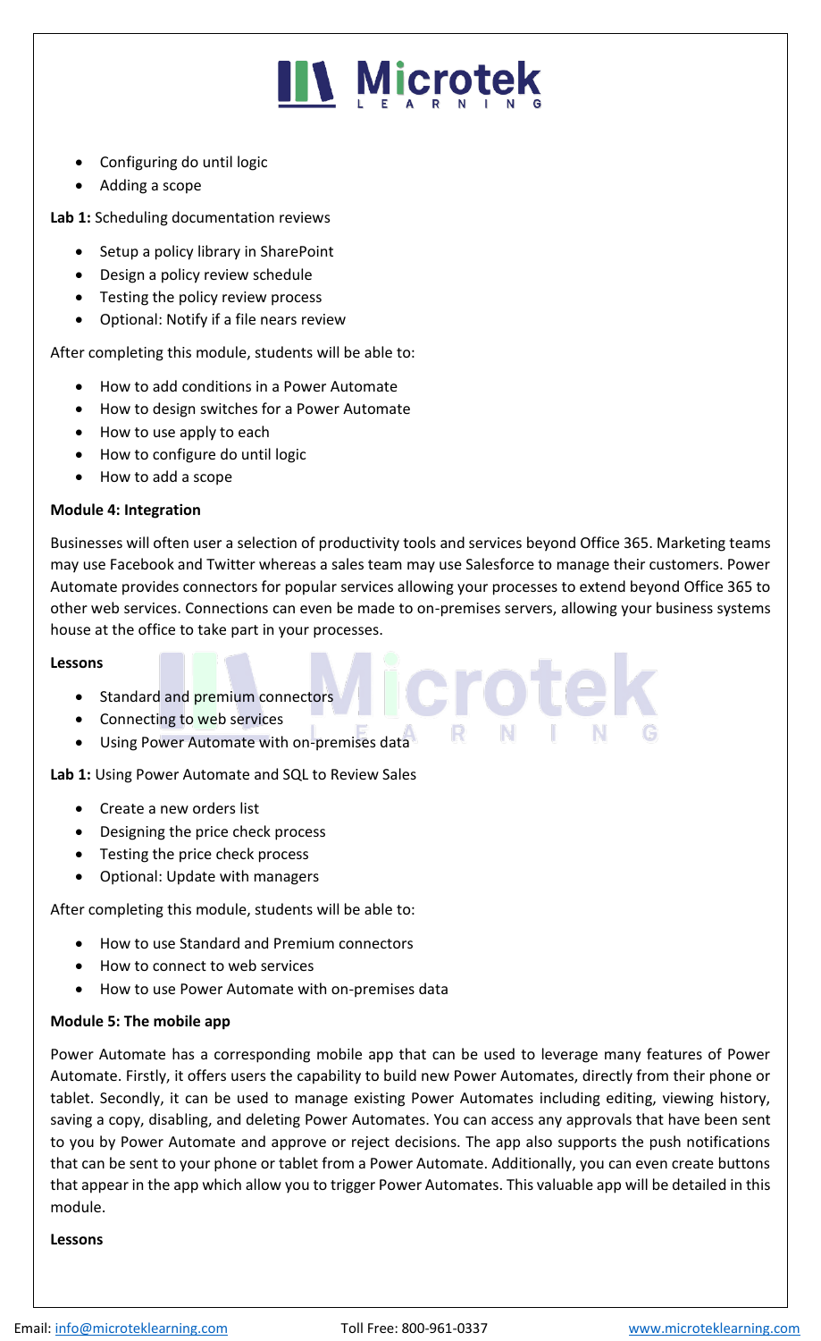- Configuring do until logic
- Adding a scope

**Lab 1:** Scheduling documentation reviews

- Setup a policy library in SharePoint
- Design a policy review schedule
- Testing the policy review process
- Optional: Notify if a file nears review

After completing this module, students will be able to:

- How to add conditions in a Power Automate
- How to design switches for a Power Automate
- How to use apply to each
- How to configure do until logic
- How to add a scope

**Module 4: Integration**

Businesses will often user a selection of productivity tools and services beyond Office 365. Marketing teams may use Facebook and Twitter whereas a sales team may use Salesforce to manage their customers. Power Automate provides connectors for popular services allowing your processes to extend beyond Office 365 to other web services. Connections can even be made to on-premises servers, allowing your business systems house at the office to take part in your processes.

**Lessons**

- Standard and premium connectors
- Connecting to web services
- Using Power Automate with on-premises data

**Lab 1:** Using Power Automate and SQL to Review Sales

- Create a new orders list
- Designing the price check process
- Testing the price check process
- Optional: Update with managers

After completing this module, students will be able to:

- How to use Standard and Premium connectors
- How to connect to web services
- How to use Power Automate with on-premises data

**Module 5: The mobile app**

Power Automate has a corresponding mobile app that can be used to leverage many features of Power Automate. Firstly, it offers users the capability to build new Power Automates, directly from their phone or tablet. Secondly, it can be used to manage existing Power Automates including editing, viewing history, saving a copy, disabling, and deleting Power Automates. You can access any approvals that have been sent to you by Power Automate and approve or reject decisions. The app also supports the push notifications that can be sent to your phone or tablet from a Power Automate. Additionally, you can even create buttons that appear in the app which allow you to trigger Power Automates. This valuable app will be detailed in this module.

**Lessons**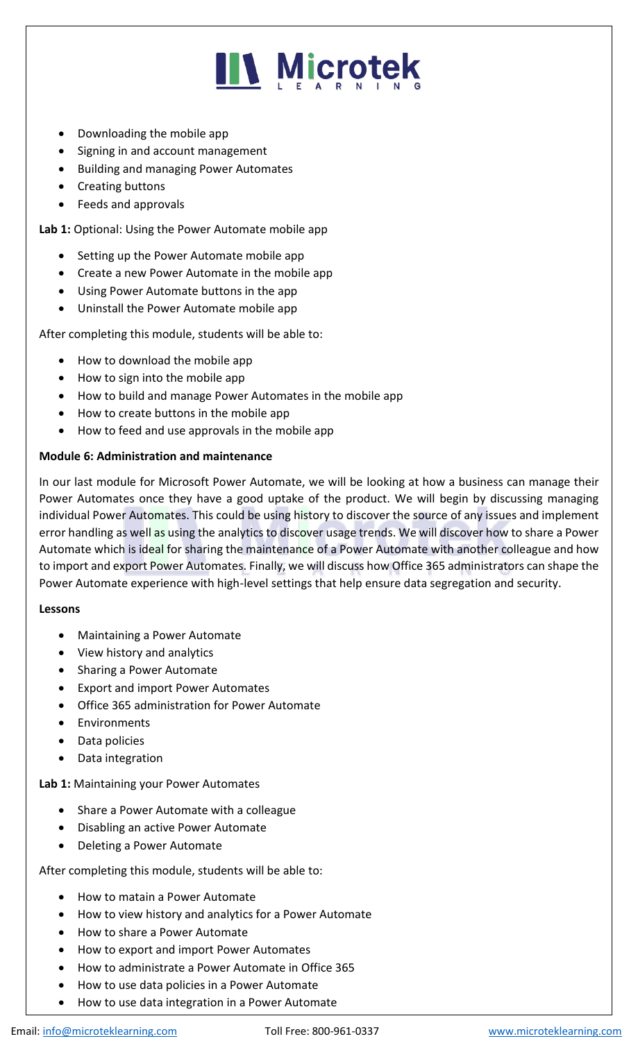- Downloading the mobile app
- Signing in and account management
- Building and managing Power Automates
- Creating buttons
- Feeds and approvals

**Lab 1:** Optional: Using the Power Automate mobile app

- Setting up the Power Automate mobile app
- Create a new Power Automate in the mobile app
- Using Power Automate buttons in the app
- Uninstall the Power Automate mobile app

After completing this module, students will be able to:

- How to download the mobile app
- How to sign into the mobile app
- How to build and manage Power Automates in the mobile app
- How to create buttons in the mobile app
- How to feed and use approvals in the mobile app

**Module 6: Administration and maintenance**

In our last module for Microsoft Power Automate, we will be looking at how a business can manage their Power Automates once they have a good uptake of the product. We will begin by discussing managing individual Power Automates. This could be using history to discover the source of any issues and implement error handling as well as using the analytics to discover usage trends. We will discover how to share a Power Automate which is ideal for sharing the maintenance of a Power Automate with another colleague and how to import and export Power Automates. Finally, we will discuss how Office 365 administrators can shape the Power Automate experience with high-level settings that help ensure data segregation and security.

**Lessons**

- Maintaining a Power Automate
- View history and analytics
- Sharing a Power Automate
- Export and import Power Automates
- Office 365 administration for Power Automate
- Environments
- Data policies
- Data integration

**Lab 1:** Maintaining your Power Automates

- Share a Power Automate with a colleague
- Disabling an active Power Automate
- Deleting a Power Automate

After completing this module, students will be able to:

- How to matain a Power Automate
- How to view history and analytics for a Power Automate
- How to share a Power Automate
- How to export and import Power Automates
- How to administrate a Power Automate in Office 365
- How to use data policies in a Power Automate
- How to use data integration in a Power Automate